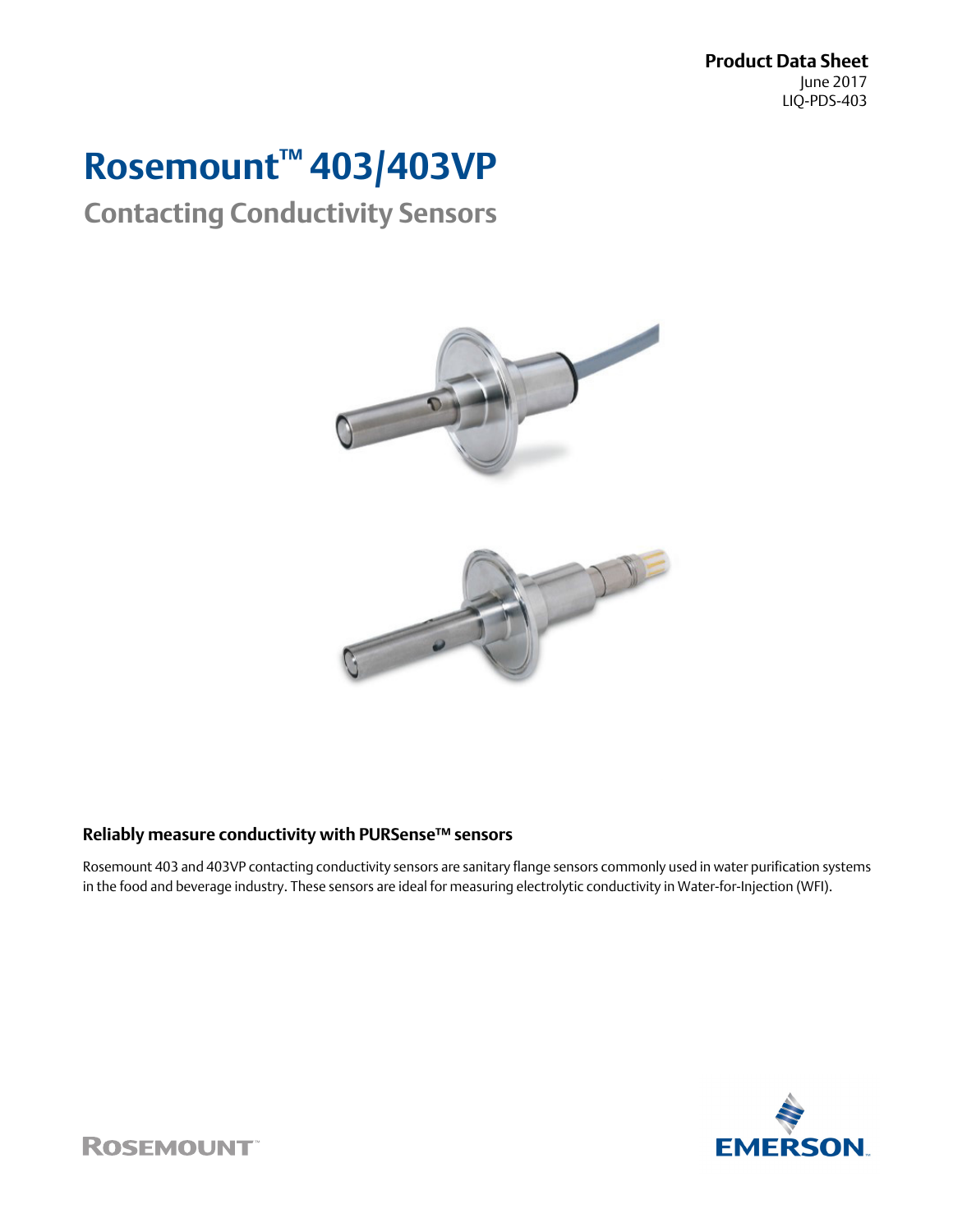Product Data Sheet
June 2017
LIQ-PDS-403

# Rosemount™ 403/403VP

## Contacting Conductivity Sensors

### Reliably measure conductivity with PURSense™ sensors

Rosemount 403 and 403VP contacting conductivity sensors are sanitary flange sensors commonly used in water purification systems in the food and beverage industry. These sensors are ideal for measuring electrolytic conductivity in Water-for-Injection (WFI).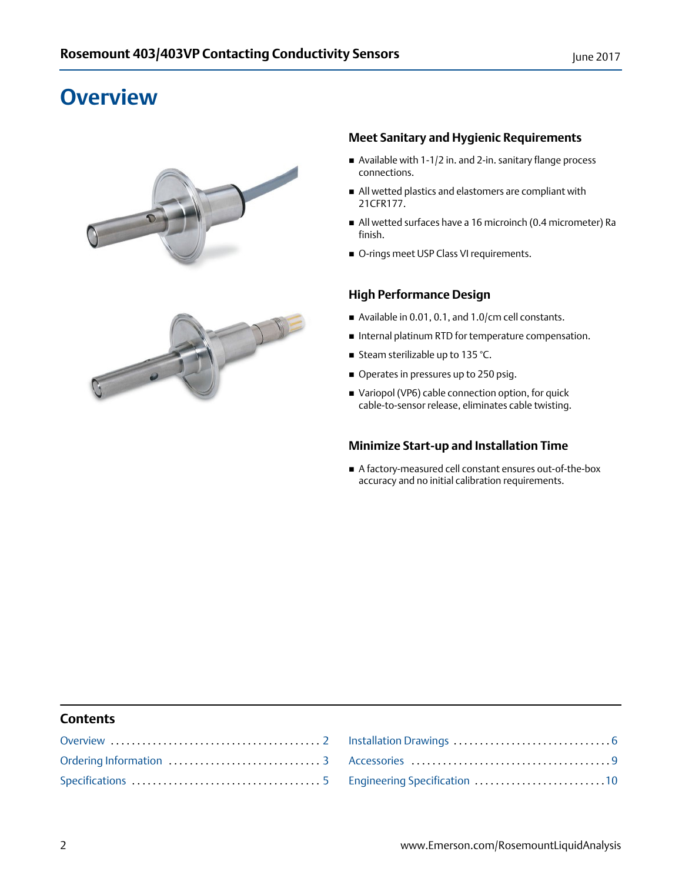# Overview

### Meet Sanitary and Hygienic Requirements

- Available with 1-1/2 in. and 2-in. sanitary flange process connections.
- All wetted plastics and elastomers are compliant with 21CFR177.
- All wetted surfaces have a 16 microinch (0.4 micrometer) Ra finish.
- O-rings meet USP Class VI requirements.

### High Performance Design

- Available in 0.01, 0.1, and 1.0/cm cell constants.
- Internal platinum RTD for temperature compensation.
- Steam sterilizable up to 135 °C.
- Operates in pressures up to 250 psig.
- Variopol (VP6) cable connection option, for quick cable-to-sensor release, eliminates cable twisting.

### Minimize Start-up and Installation Time

- A factory-measured cell constant ensures out-of-the-box accuracy and no initial calibration requirements.

## Contents

| | | | |
|---|---|---|---|
| Overview | 2 | Installation Drawings | 6 |
| Ordering Information | 3 | Accessories | 9 |
| Specifications | 5 | Engineering Specification | 10 |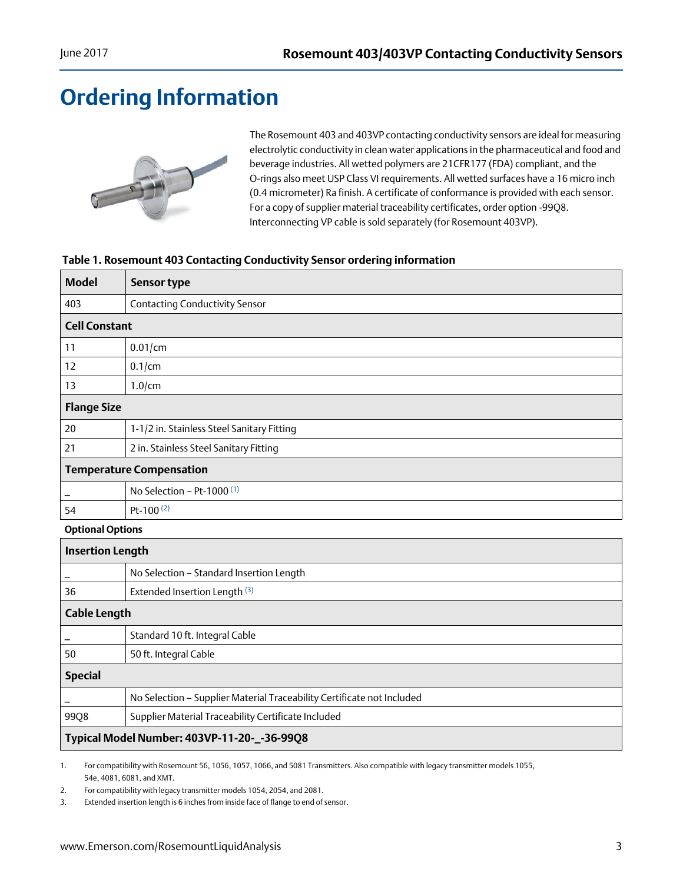# Ordering Information

The Rosemount 403 and 403VP contacting conductivity sensors are ideal for measuring electrolytic conductivity in clean water applications in the pharmaceutical and food and beverage industries. All wetted polymers are 21CFR177 (FDA) compliant, and the O-rings also meet USP Class VI requirements. All wetted surfaces have a 16 micro inch (0.4 micrometer) Ra finish. A certificate of conformance is provided with each sensor. For a copy of supplier material traceability certificates, order option -99Q8. Interconnecting VP cable is sold separately (for Rosemount 403VP).

**Table 1. Rosemount 403 Contacting Conductivity Sensor ordering information**

| Model | Sensor type |
|---|---|
| 403 | Contacting Conductivity Sensor |
| **Cell Constant** | |
| 11 | 0.01/cm |
| 12 | 0.1/cm |
| 13 | 1.0/cm |
| **Flange Size** | |
| 20 | 1-1/2 in. Stainless Steel Sanitary Fitting |
| 21 | 2 in. Stainless Steel Sanitary Fitting |
| **Temperature Compensation** | |
| _ | No Selection – Pt-1000 (1) |
| 54 | Pt-100 (2) |
| **Optional Options** | |
| **Insertion Length** | |
| _ | No Selection – Standard Insertion Length |
| 36 | Extended Insertion Length (3) |
| **Cable Length** | |
| _ | Standard 10 ft. Integral Cable |
| 50 | 50 ft. Integral Cable |
| **Special** | |
| _ | No Selection – Supplier Material Traceability Certificate not Included |
| 99Q8 | Supplier Material Traceability Certificate Included |
| **Typical Model Number: 403VP-11-20-_-36-99Q8** | |

1. For compatibility with Rosemount 56, 1056, 1057, 1066, and 5081 Transmitters. Also compatible with legacy transmitter models 1055, 54e, 4081, 6081, and XMT.
2. For compatibility with legacy transmitter models 1054, 2054, and 2081.
3. Extended insertion length is 6 inches from inside face of flange to end of sensor.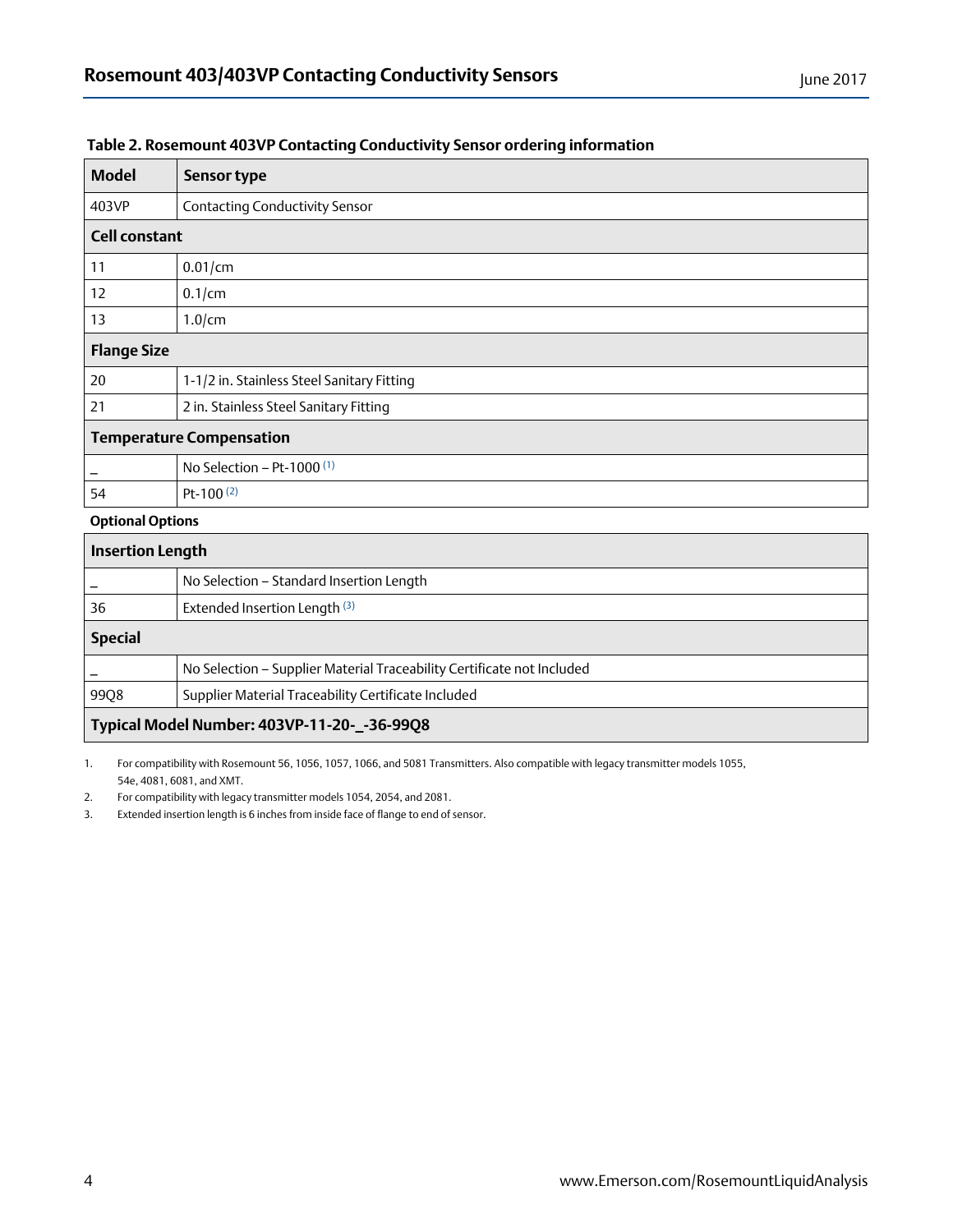**Table 2. Rosemount 403VP Contacting Conductivity Sensor ordering information**

| Model | Sensor type |
|---|---|
| 403VP | Contacting Conductivity Sensor |
| **Cell constant** | |
| 11 | 0.01/cm |
| 12 | 0.1/cm |
| 13 | 1.0/cm |
| **Flange Size** | |
| 20 | 1-1/2 in. Stainless Steel Sanitary Fitting |
| 21 | 2 in. Stainless Steel Sanitary Fitting |
| **Temperature Compensation** | |
| _ | No Selection – Pt-1000 [1] |
| 54 | Pt-100 [2] |
| **Optional Options** | |
| **Insertion Length** | |
| _ | No Selection – Standard Insertion Length |
| 36 | Extended Insertion Length [3] |
| **Special** | |
| _ | No Selection – Supplier Material Traceability Certificate not Included |
| 99Q8 | Supplier Material Traceability Certificate Included |
| **Typical Model Number: 403VP-11-20-_-36-99Q8** | |

1. For compatibility with Rosemount 56, 1056, 1057, 1066, and 5081 Transmitters. Also compatible with legacy transmitter models 1055, 54e, 4081, 6081, and XMT.
2. For compatibility with legacy transmitter models 1054, 2054, and 2081.
3. Extended insertion length is 6 inches from inside face of flange to end of sensor.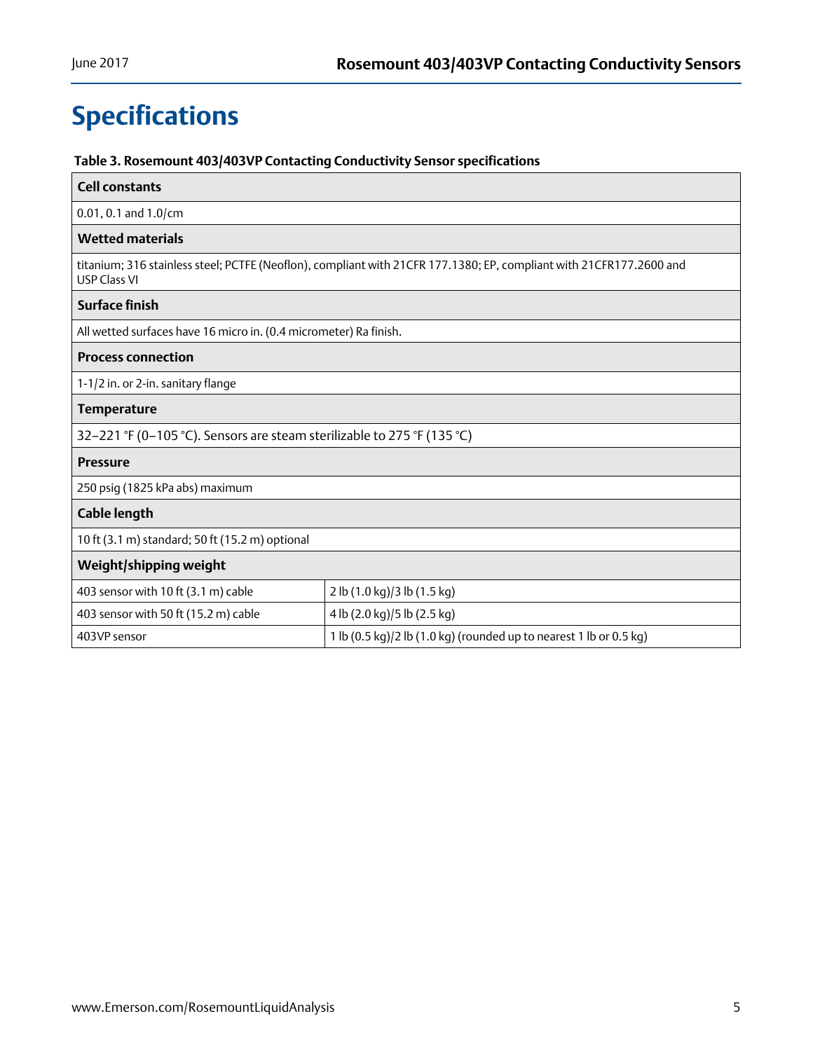# Specifications

**Table 3. Rosemount 403/403VP Contacting Conductivity Sensor specifications**

| **Cell constants** | |
|---|---|
| 0.01, 0.1 and 1.0/cm | |
| **Wetted materials** | |
| titanium; 316 stainless steel; PCTFE (Neoflon), compliant with 21CFR 177.1380; EP, compliant with 21CFR177.2600 and USP Class VI | |
| **Surface finish** | |
| All wetted surfaces have 16 micro in. (0.4 micrometer) Ra finish. | |
| **Process connection** | |
| 1-1/2 in. or 2-in. sanitary flange | |
| **Temperature** | |
| 32–221 °F (0–105 °C). Sensors are steam sterilizable to 275 °F (135 °C) | |
| **Pressure** | |
| 250 psig (1825 kPa abs) maximum | |
| **Cable length** | |
| 10 ft (3.1 m) standard; 50 ft (15.2 m) optional | |
| **Weight/shipping weight** | |
| 403 sensor with 10 ft (3.1 m) cable | 2 lb (1.0 kg)/3 lb (1.5 kg) |
| 403 sensor with 50 ft (15.2 m) cable | 4 lb (2.0 kg)/5 lb (2.5 kg) |
| 403VP sensor | 1 lb (0.5 kg)/2 lb (1.0 kg) (rounded up to nearest 1 lb or 0.5 kg) |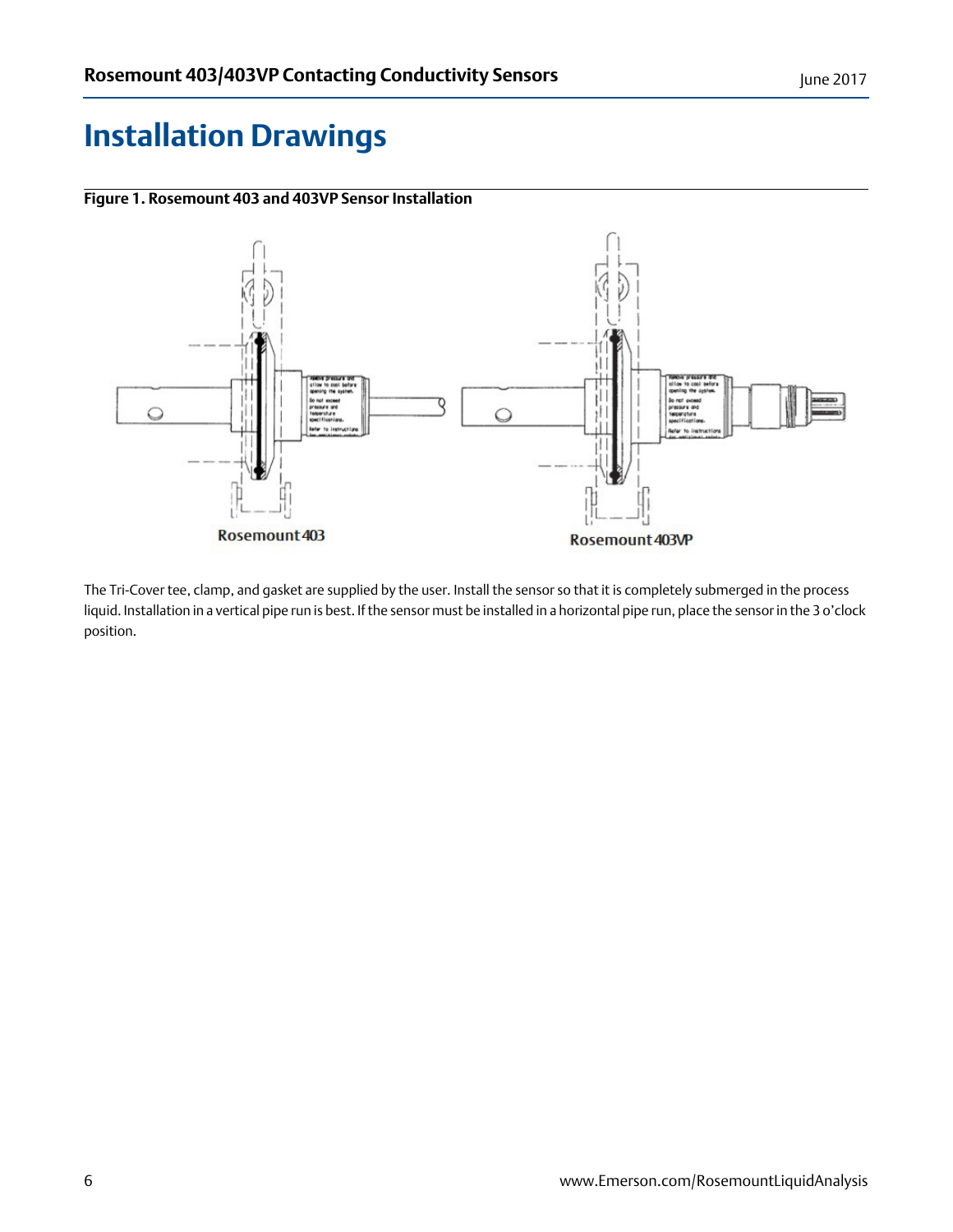# Installation Drawings

**Figure 1. Rosemount 403 and 403VP Sensor Installation**

Rosemount 403

Rosemount 403VP

The Tri-Cover tee, clamp, and gasket are supplied by the user. Install the sensor so that it is completely submerged in the process liquid. Installation in a vertical pipe run is best. If the sensor must be installed in a horizontal pipe run, place the sensor in the 3 o'clock position.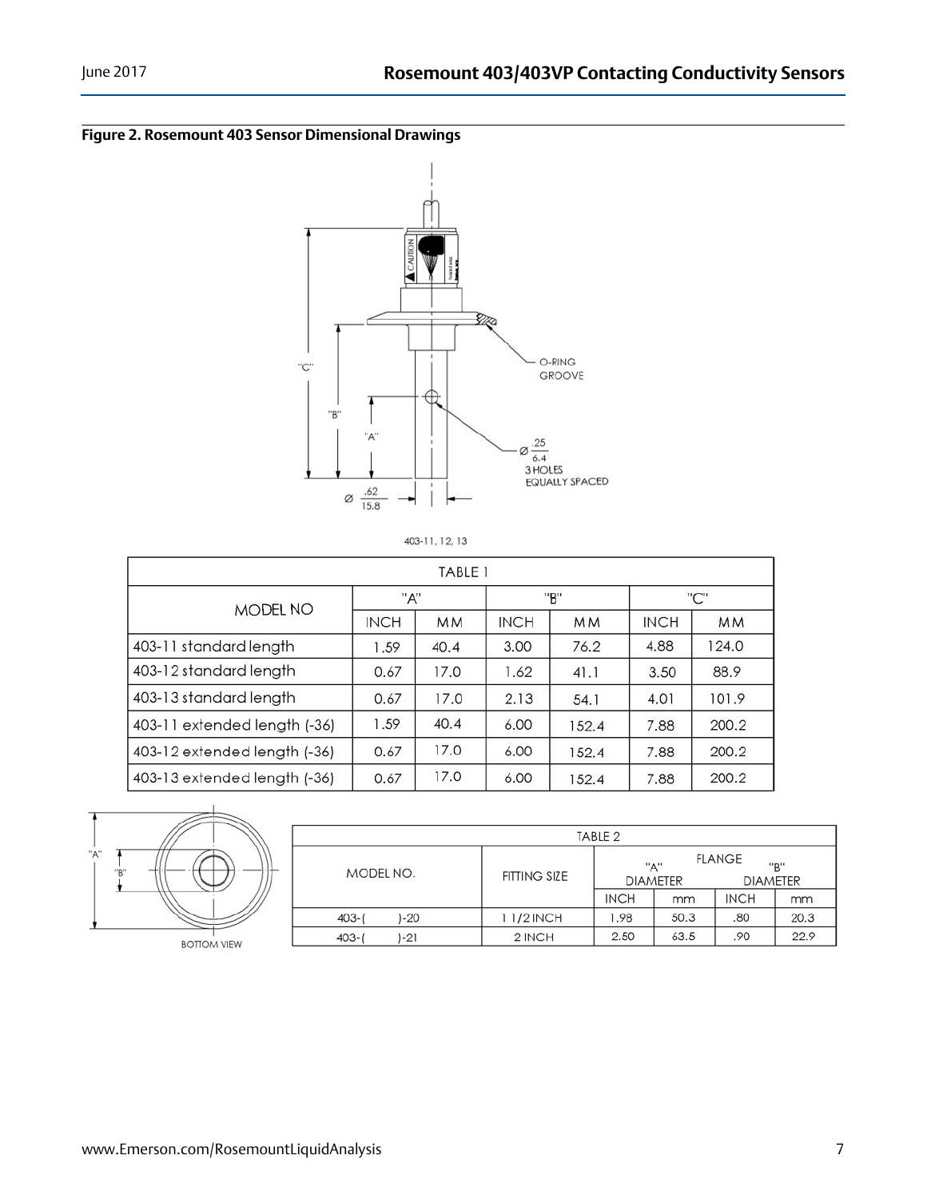**Figure 2. Rosemount 403 Sensor Dimensional Drawings**

403-11, 12, 13

| TABLE 1 | | | | | | |
|---|---|---|---|---|---|---|
| MODEL NO | "A" | | "B" | | "C" | |
| | INCH | MM | INCH | MM | INCH | MM |
| 403-11 standard length | 1.59 | 40.4 | 3.00 | 76.2 | 4.88 | 124.0 |
| 403-12 standard length | 0.67 | 17.0 | 1.62 | 41.1 | 3.50 | 88.9 |
| 403-13 standard length | 0.67 | 17.0 | 2.13 | 54.1 | 4.01 | 101.9 |
| 403-11 extended length (-36) | 1.59 | 40.4 | 6.00 | 152.4 | 7.88 | 200.2 |
| 403-12 extended length (-36) | 0.67 | 17.0 | 6.00 | 152.4 | 7.88 | 200.2 |
| 403-13 extended length (-36) | 0.67 | 17.0 | 6.00 | 152.4 | 7.88 | 200.2 |

BOTTOM VIEW

| TABLE 2 | | | | | |
|---|---|---|---|---|---|
| MODEL NO. | FITTING SIZE | FLANGE "A" DIAMETER | | FLANGE "B" DIAMETER | |
| | | INCH | mm | INCH | mm |
| 403-( )-20 | 1 1/2 INCH | 1.98 | 50.3 | .80 | 20.3 |
| 403-( )-21 | 2 INCH | 2.50 | 63.5 | .90 | 22.9 |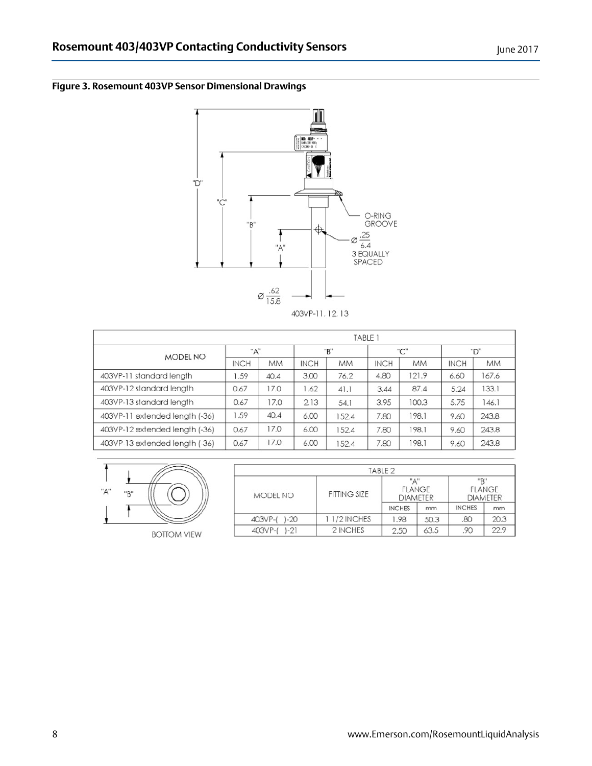**Figure 3. Rosemount 403VP Sensor Dimensional Drawings**

"D"

"C"

"B"

"A"

O-RING GROOVE

Ø .25 / 6.4 3 EQUALLY SPACED

Ø .62 / 15.8

403VP-11, 12, 13

| TABLE 1 | | | | | | | | |
|---|---|---|---|---|---|---|---|---|
| MODEL NO | "A" | | "B" | | "C" | | "D" | |
| | INCH | MM | INCH | MM | INCH | MM | INCH | MM |
| 403VP-11 standard length | 1.59 | 40.4 | 3.00 | 76.2 | 4.80 | 121.9 | 6.60 | 167.6 |
| 403VP-12 standard length | 0.67 | 17.0 | 1.62 | 41.1 | 3.44 | 87.4 | 5.24 | 133.1 |
| 403VP-13 standard length | 0.67 | 17.0 | 2.13 | 54.1 | 3.95 | 100.3 | 5.75 | 146.1 |
| 403VP-11 extended length (-36) | 1.59 | 40.4 | 6.00 | 152.4 | 7.80 | 198.1 | 9.60 | 243.8 |
| 403VP-12 extended length (-36) | 0.67 | 17.0 | 6.00 | 152.4 | 7.80 | 198.1 | 9.60 | 243.8 |
| 403VP-13 extended length (-36) | 0.67 | 17.0 | 6.00 | 152.4 | 7.80 | 198.1 | 9.60 | 243.8 |

"A" "B"

BOTTOM VIEW

| TABLE 2 | | | | | |
|---|---|---|---|---|---|
| MODEL NO | FITTING SIZE | "A" FLANGE DIAMETER | | "B" FLANGE DIAMETER | |
| | | INCHES | mm | INCHES | mm |
| 403VP-( )-20 | 1 1/2 INCHES | 1.98 | 50.3 | .80 | 20.3 |
| 403VP-( )-21 | 2 INCHES | 2.50 | 63.5 | .90 | 22.9 |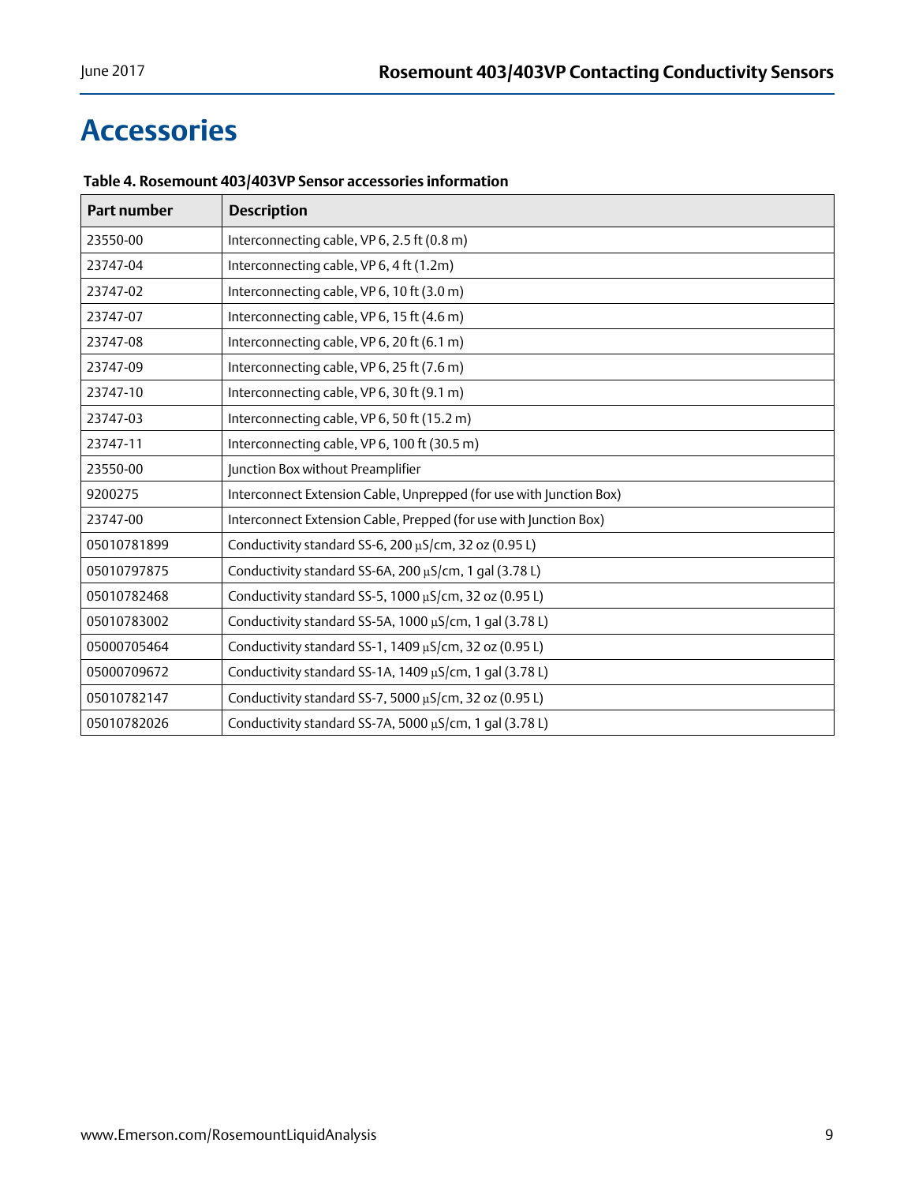# Accessories

**Table 4. Rosemount 403/403VP Sensor accessories information**

| Part number | Description |
|---|---|
| 23550-00 | Interconnecting cable, VP 6, 2.5 ft (0.8 m) |
| 23747-04 | Interconnecting cable, VP 6, 4 ft (1.2m) |
| 23747-02 | Interconnecting cable, VP 6, 10 ft (3.0 m) |
| 23747-07 | Interconnecting cable, VP 6, 15 ft (4.6 m) |
| 23747-08 | Interconnecting cable, VP 6, 20 ft (6.1 m) |
| 23747-09 | Interconnecting cable, VP 6, 25 ft (7.6 m) |
| 23747-10 | Interconnecting cable, VP 6, 30 ft (9.1 m) |
| 23747-03 | Interconnecting cable, VP 6, 50 ft (15.2 m) |
| 23747-11 | Interconnecting cable, VP 6, 100 ft (30.5 m) |
| 23550-00 | Junction Box without Preamplifier |
| 9200275 | Interconnect Extension Cable, Unprepped (for use with Junction Box) |
| 23747-00 | Interconnect Extension Cable, Prepped (for use with Junction Box) |
| 05010781899 | Conductivity standard SS-6, 200 µS/cm, 32 oz (0.95 L) |
| 05010797875 | Conductivity standard SS-6A, 200 µS/cm, 1 gal (3.78 L) |
| 05010782468 | Conductivity standard SS-5, 1000 µS/cm, 32 oz (0.95 L) |
| 05010783002 | Conductivity standard SS-5A, 1000 µS/cm, 1 gal (3.78 L) |
| 05000705464 | Conductivity standard SS-1, 1409 µS/cm, 32 oz (0.95 L) |
| 05000709672 | Conductivity standard SS-1A, 1409 µS/cm, 1 gal (3.78 L) |
| 05010782147 | Conductivity standard SS-7, 5000 µS/cm, 32 oz (0.95 L) |
| 05010782026 | Conductivity standard SS-7A, 5000 µS/cm, 1 gal (3.78 L) |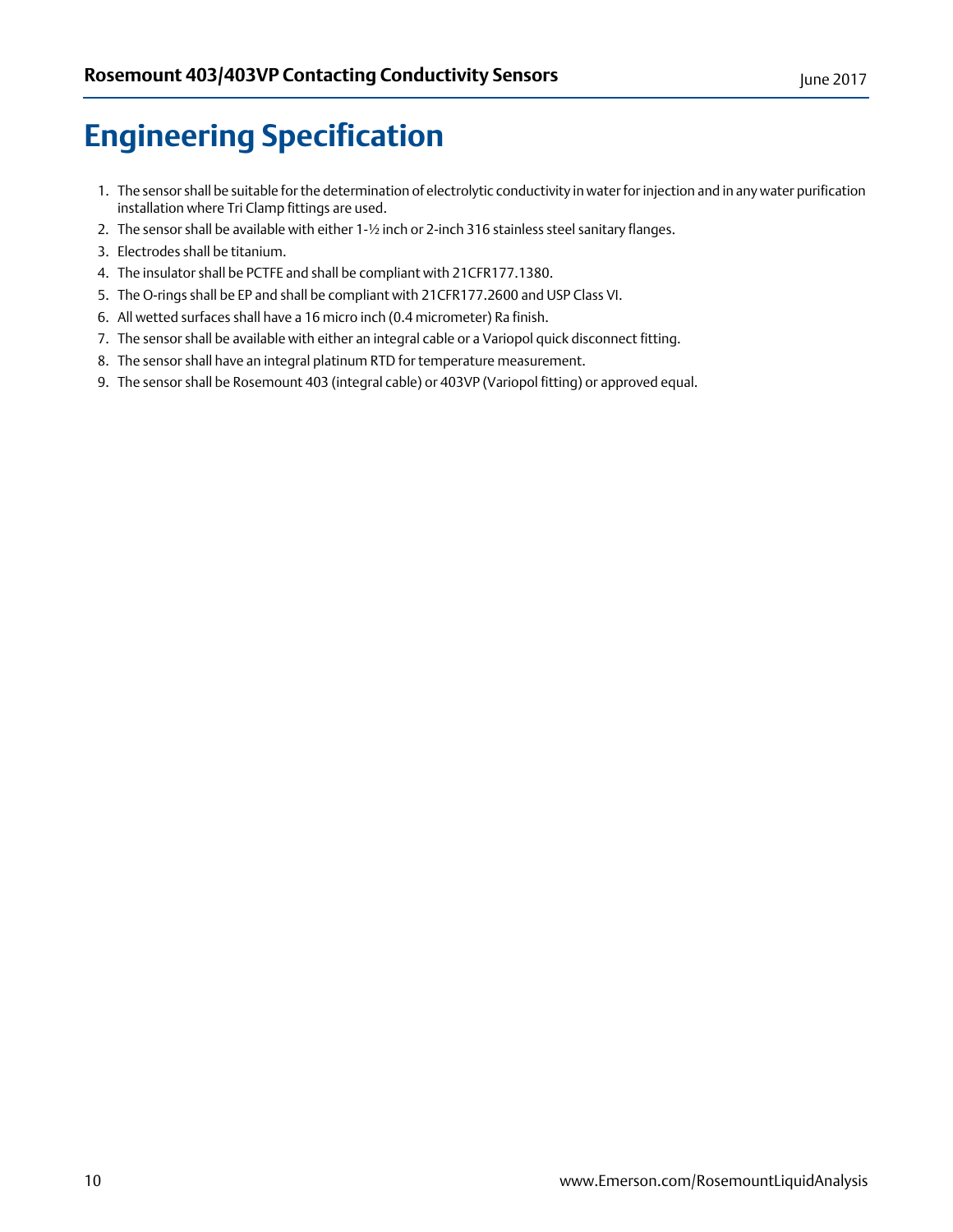# Engineering Specification

1. The sensor shall be suitable for the determination of electrolytic conductivity in water for injection and in any water purification installation where Tri Clamp fittings are used.
2. The sensor shall be available with either 1-½ inch or 2-inch 316 stainless steel sanitary flanges.
3. Electrodes shall be titanium.
4. The insulator shall be PCTFE and shall be compliant with 21CFR177.1380.
5. The O-rings shall be EP and shall be compliant with 21CFR177.2600 and USP Class VI.
6. All wetted surfaces shall have a 16 micro inch (0.4 micrometer) Ra finish.
7. The sensor shall be available with either an integral cable or a Variopol quick disconnect fitting.
8. The sensor shall have an integral platinum RTD for temperature measurement.
9. The sensor shall be Rosemount 403 (integral cable) or 403VP (Variopol fitting) or approved equal.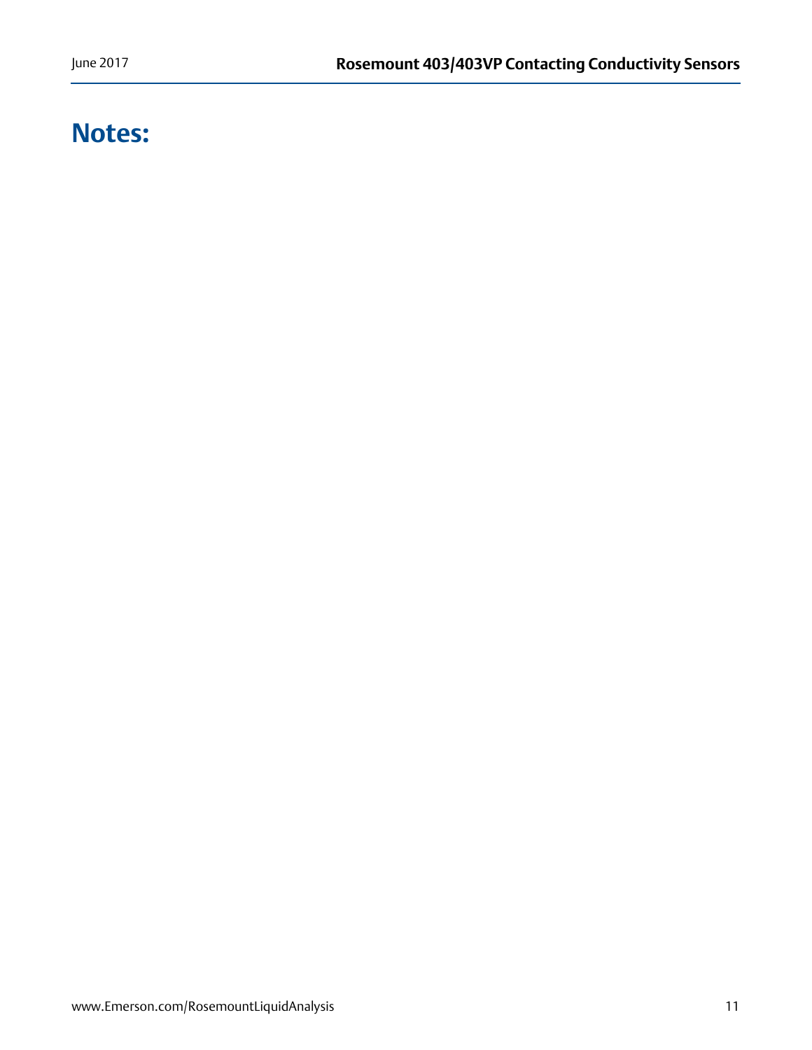# Notes: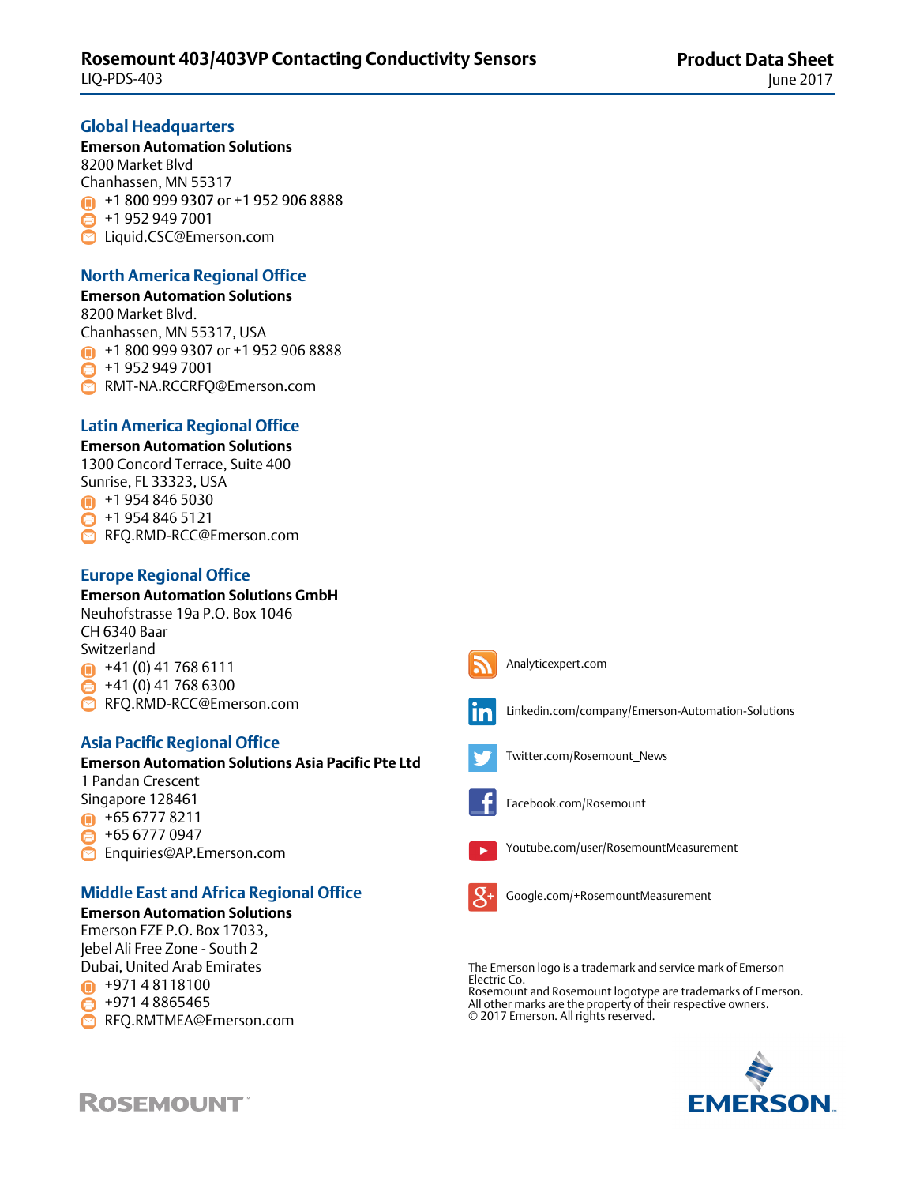## Global Headquarters

**Emerson Automation Solutions**
8200 Market Blvd
Chanhassen, MN 55317
+1 800 999 9307 or +1 952 906 8888
+1 952 949 7001
Liquid.CSC@Emerson.com

## North America Regional Office

**Emerson Automation Solutions**
8200 Market Blvd.
Chanhassen, MN 55317, USA
+1 800 999 9307 or +1 952 906 8888
+1 952 949 7001
RMT-NA.RCCRFQ@Emerson.com

## Latin America Regional Office

**Emerson Automation Solutions**
1300 Concord Terrace, Suite 400
Sunrise, FL 33323, USA
+1 954 846 5030
+1 954 846 5121
RFQ.RMD-RCC@Emerson.com

## Europe Regional Office

**Emerson Automation Solutions GmbH**
Neuhofstrasse 19a P.O. Box 1046
CH 6340 Baar
Switzerland
+41 (0) 41 768 6111
+41 (0) 41 768 6300
RFQ.RMD-RCC@Emerson.com

## Asia Pacific Regional Office

**Emerson Automation Solutions Asia Pacific Pte Ltd**
1 Pandan Crescent
Singapore 128461
+65 6777 8211
+65 6777 0947
Enquiries@AP.Emerson.com

## Middle East and Africa Regional Office

**Emerson Automation Solutions**
Emerson FZE P.O. Box 17033,
Jebel Ali Free Zone - South 2
Dubai, United Arab Emirates
+971 4 8118100
+971 4 8865465
RFQ.RMTMEA@Emerson.com

Analyticexpert.com

Linkedin.com/company/Emerson-Automation-Solutions

Twitter.com/Rosemount_News

Facebook.com/Rosemount

Youtube.com/user/RosemountMeasurement

Google.com/+RosemountMeasurement

The Emerson logo is a trademark and service mark of Emerson Electric Co.
Rosemount and Rosemount logotype are trademarks of Emerson.
All other marks are the property of their respective owners.
© 2017 Emerson. All rights reserved.

ROSEMOUNT™

EMERSON